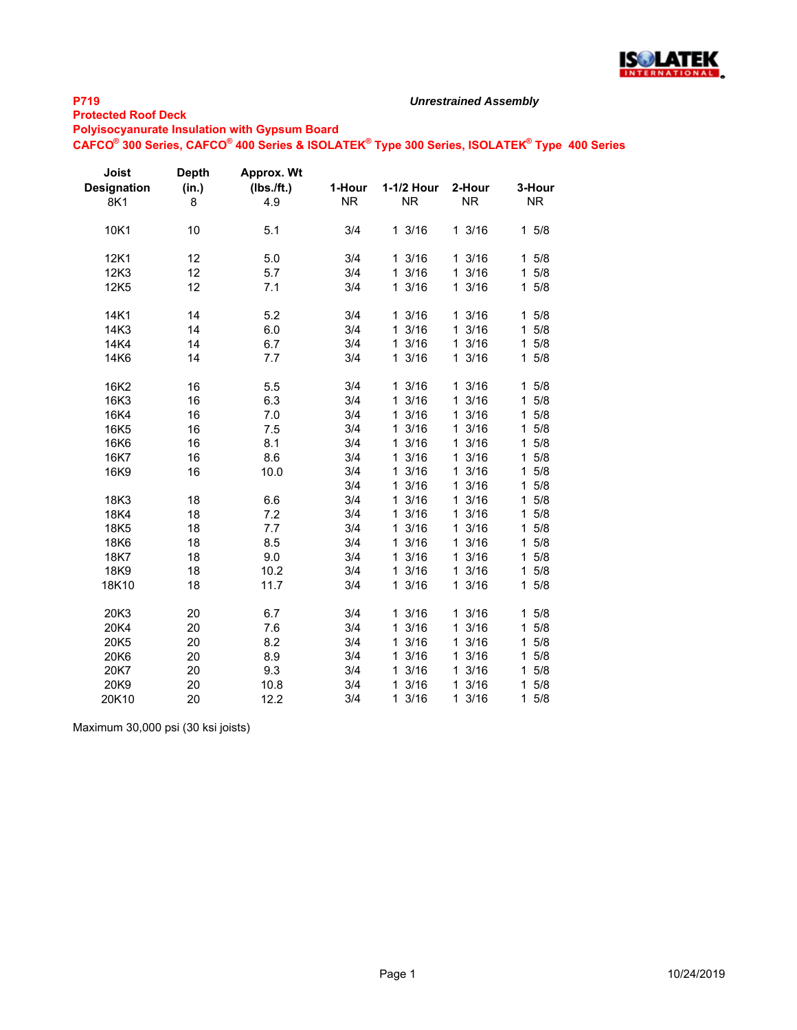**P719** *Unrestrained Assembly*

**Protected Roof Deck**

**Polyisocyanurate Insulation with Gypsum Board**

**CAFCO® 300 Series, CAFCO® 400 Series & ISOLATEK® Type 300 Series, ISOLATEK® Type 400 Series**

| Joist Designation | Depth (in.) | Approx. Wt (lbs./ft.) | 1-Hour | 1-1/2 Hour | 2-Hour | 3-Hour |
|---|---|---|---|---|---|---|
| 8K1 | 8 | 4.9 | NR | NR | NR | NR |
| 10K1 | 10 | 5.1 | 3/4 | 1 3/16 | 1 3/16 | 1 5/8 |
| 12K1 | 12 | 5.0 | 3/4 | 1 3/16 | 1 3/16 | 1 5/8 |
| 12K3 | 12 | 5.7 | 3/4 | 1 3/16 | 1 3/16 | 1 5/8 |
| 12K5 | 12 | 7.1 | 3/4 | 1 3/16 | 1 3/16 | 1 5/8 |
| 14K1 | 14 | 5.2 | 3/4 | 1 3/16 | 1 3/16 | 1 5/8 |
| 14K3 | 14 | 6.0 | 3/4 | 1 3/16 | 1 3/16 | 1 5/8 |
| 14K4 | 14 | 6.7 | 3/4 | 1 3/16 | 1 3/16 | 1 5/8 |
| 14K6 | 14 | 7.7 | 3/4 | 1 3/16 | 1 3/16 | 1 5/8 |
| 16K2 | 16 | 5.5 | 3/4 | 1 3/16 | 1 3/16 | 1 5/8 |
| 16K3 | 16 | 6.3 | 3/4 | 1 3/16 | 1 3/16 | 1 5/8 |
| 16K4 | 16 | 7.0 | 3/4 | 1 3/16 | 1 3/16 | 1 5/8 |
| 16K5 | 16 | 7.5 | 3/4 | 1 3/16 | 1 3/16 | 1 5/8 |
| 16K6 | 16 | 8.1 | 3/4 | 1 3/16 | 1 3/16 | 1 5/8 |
| 16K7 | 16 | 8.6 | 3/4 | 1 3/16 | 1 3/16 | 1 5/8 |
| 16K9 | 16 | 10.0 | 3/4 | 1 3/16 | 1 3/16 | 1 5/8 |
| | | | 3/4 | 1 3/16 | 1 3/16 | 1 5/8 |
| 18K3 | 18 | 6.6 | 3/4 | 1 3/16 | 1 3/16 | 1 5/8 |
| 18K4 | 18 | 7.2 | 3/4 | 1 3/16 | 1 3/16 | 1 5/8 |
| 18K5 | 18 | 7.7 | 3/4 | 1 3/16 | 1 3/16 | 1 5/8 |
| 18K6 | 18 | 8.5 | 3/4 | 1 3/16 | 1 3/16 | 1 5/8 |
| 18K7 | 18 | 9.0 | 3/4 | 1 3/16 | 1 3/16 | 1 5/8 |
| 18K9 | 18 | 10.2 | 3/4 | 1 3/16 | 1 3/16 | 1 5/8 |
| 18K10 | 18 | 11.7 | 3/4 | 1 3/16 | 1 3/16 | 1 5/8 |
| 20K3 | 20 | 6.7 | 3/4 | 1 3/16 | 1 3/16 | 1 5/8 |
| 20K4 | 20 | 7.6 | 3/4 | 1 3/16 | 1 3/16 | 1 5/8 |
| 20K5 | 20 | 8.2 | 3/4 | 1 3/16 | 1 3/16 | 1 5/8 |
| 20K6 | 20 | 8.9 | 3/4 | 1 3/16 | 1 3/16 | 1 5/8 |
| 20K7 | 20 | 9.3 | 3/4 | 1 3/16 | 1 3/16 | 1 5/8 |
| 20K9 | 20 | 10.8 | 3/4 | 1 3/16 | 1 3/16 | 1 5/8 |
| 20K10 | 20 | 12.2 | 3/4 | 1 3/16 | 1 3/16 | 1 5/8 |

Maximum 30,000 psi (30 ksi joists)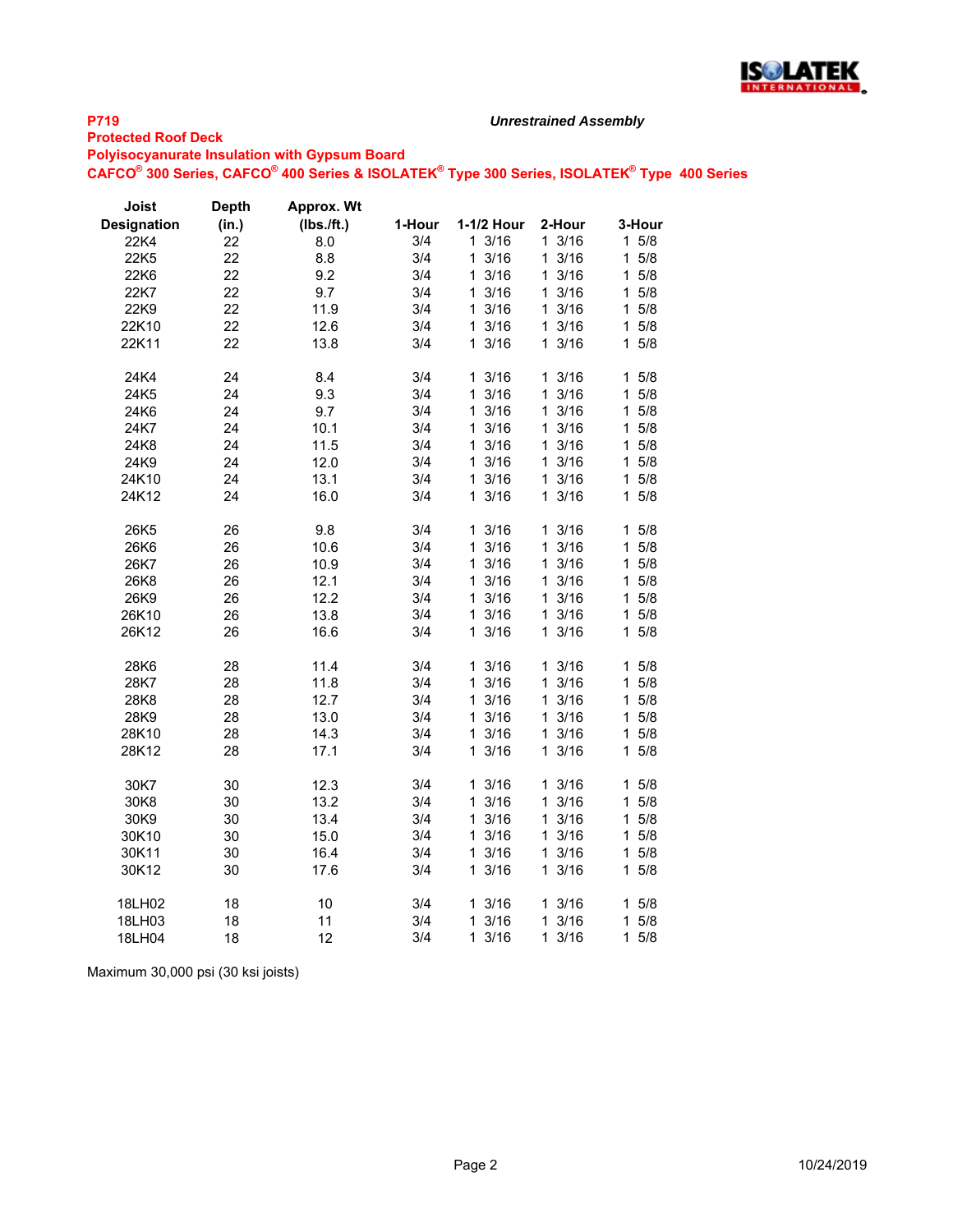**P719**

***Unrestrained Assembly***

**Protected Roof Deck**

**Polyisocyanurate Insulation with Gypsum Board**

**CAFCO® 300 Series, CAFCO® 400 Series & ISOLATEK® Type 300 Series, ISOLATEK® Type 400 Series**

| Joist Designation | Depth (in.) | Approx. Wt (lbs./ft.) | 1-Hour | 1-1/2 Hour | 2-Hour | 3-Hour |
|---|---|---|---|---|---|---|
| 22K4 | 22 | 8.0 | 3/4 | 1 3/16 | 1 3/16 | 1 5/8 |
| 22K5 | 22 | 8.8 | 3/4 | 1 3/16 | 1 3/16 | 1 5/8 |
| 22K6 | 22 | 9.2 | 3/4 | 1 3/16 | 1 3/16 | 1 5/8 |
| 22K7 | 22 | 9.7 | 3/4 | 1 3/16 | 1 3/16 | 1 5/8 |
| 22K9 | 22 | 11.9 | 3/4 | 1 3/16 | 1 3/16 | 1 5/8 |
| 22K10 | 22 | 12.6 | 3/4 | 1 3/16 | 1 3/16 | 1 5/8 |
| 22K11 | 22 | 13.8 | 3/4 | 1 3/16 | 1 3/16 | 1 5/8 |
| | | | | | | |
| 24K4 | 24 | 8.4 | 3/4 | 1 3/16 | 1 3/16 | 1 5/8 |
| 24K5 | 24 | 9.3 | 3/4 | 1 3/16 | 1 3/16 | 1 5/8 |
| 24K6 | 24 | 9.7 | 3/4 | 1 3/16 | 1 3/16 | 1 5/8 |
| 24K7 | 24 | 10.1 | 3/4 | 1 3/16 | 1 3/16 | 1 5/8 |
| 24K8 | 24 | 11.5 | 3/4 | 1 3/16 | 1 3/16 | 1 5/8 |
| 24K9 | 24 | 12.0 | 3/4 | 1 3/16 | 1 3/16 | 1 5/8 |
| 24K10 | 24 | 13.1 | 3/4 | 1 3/16 | 1 3/16 | 1 5/8 |
| 24K12 | 24 | 16.0 | 3/4 | 1 3/16 | 1 3/16 | 1 5/8 |
| | | | | | | |
| 26K5 | 26 | 9.8 | 3/4 | 1 3/16 | 1 3/16 | 1 5/8 |
| 26K6 | 26 | 10.6 | 3/4 | 1 3/16 | 1 3/16 | 1 5/8 |
| 26K7 | 26 | 10.9 | 3/4 | 1 3/16 | 1 3/16 | 1 5/8 |
| 26K8 | 26 | 12.1 | 3/4 | 1 3/16 | 1 3/16 | 1 5/8 |
| 26K9 | 26 | 12.2 | 3/4 | 1 3/16 | 1 3/16 | 1 5/8 |
| 26K10 | 26 | 13.8 | 3/4 | 1 3/16 | 1 3/16 | 1 5/8 |
| 26K12 | 26 | 16.6 | 3/4 | 1 3/16 | 1 3/16 | 1 5/8 |
| | | | | | | |
| 28K6 | 28 | 11.4 | 3/4 | 1 3/16 | 1 3/16 | 1 5/8 |
| 28K7 | 28 | 11.8 | 3/4 | 1 3/16 | 1 3/16 | 1 5/8 |
| 28K8 | 28 | 12.7 | 3/4 | 1 3/16 | 1 3/16 | 1 5/8 |
| 28K9 | 28 | 13.0 | 3/4 | 1 3/16 | 1 3/16 | 1 5/8 |
| 28K10 | 28 | 14.3 | 3/4 | 1 3/16 | 1 3/16 | 1 5/8 |
| 28K12 | 28 | 17.1 | 3/4 | 1 3/16 | 1 3/16 | 1 5/8 |
| | | | | | | |
| 30K7 | 30 | 12.3 | 3/4 | 1 3/16 | 1 3/16 | 1 5/8 |
| 30K8 | 30 | 13.2 | 3/4 | 1 3/16 | 1 3/16 | 1 5/8 |
| 30K9 | 30 | 13.4 | 3/4 | 1 3/16 | 1 3/16 | 1 5/8 |
| 30K10 | 30 | 15.0 | 3/4 | 1 3/16 | 1 3/16 | 1 5/8 |
| 30K11 | 30 | 16.4 | 3/4 | 1 3/16 | 1 3/16 | 1 5/8 |
| 30K12 | 30 | 17.6 | 3/4 | 1 3/16 | 1 3/16 | 1 5/8 |
| | | | | | | |
| 18LH02 | 18 | 10 | 3/4 | 1 3/16 | 1 3/16 | 1 5/8 |
| 18LH03 | 18 | 11 | 3/4 | 1 3/16 | 1 3/16 | 1 5/8 |
| 18LH04 | 18 | 12 | 3/4 | 1 3/16 | 1 3/16 | 1 5/8 |

Maximum 30,000 psi (30 ksi joists)

10/24/2019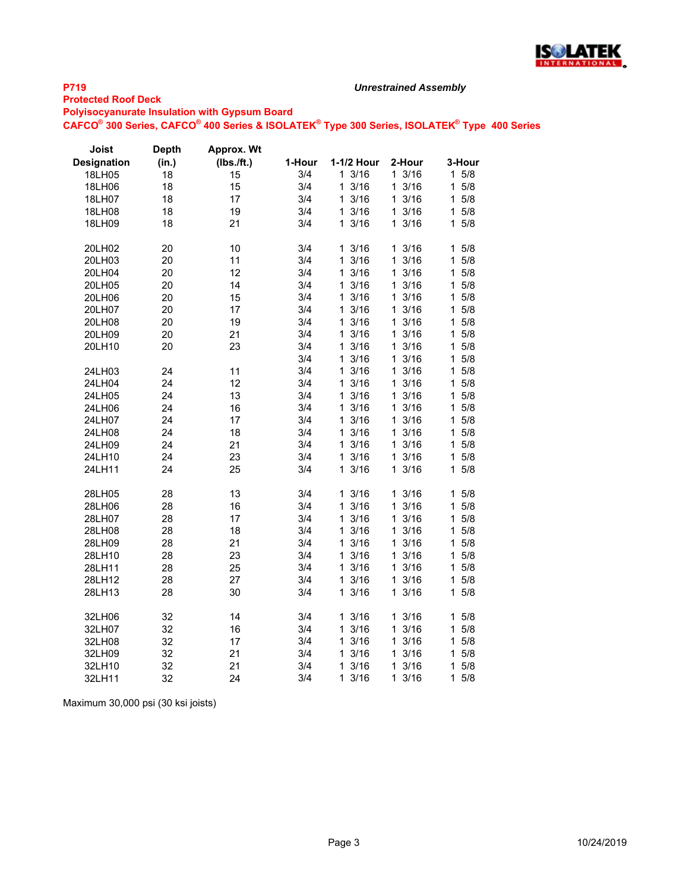**P719**

**Protected Roof Deck**

**Polyisocyanurate Insulation with Gypsum Board**

**CAFCO® 300 Series, CAFCO® 400 Series & ISOLATEK® Type 300 Series, ISOLATEK® Type 400 Series**

***Unrestrained Assembly***

| Joist Designation | Depth (in.) | Approx. Wt (lbs./ft.) | 1-Hour | 1-1/2 Hour | 2-Hour | 3-Hour |
|---|---|---|---|---|---|---|
| 18LH05 | 18 | 15 | 3/4 | 1 3/16 | 1 3/16 | 1 5/8 |
| 18LH06 | 18 | 15 | 3/4 | 1 3/16 | 1 3/16 | 1 5/8 |
| 18LH07 | 18 | 17 | 3/4 | 1 3/16 | 1 3/16 | 1 5/8 |
| 18LH08 | 18 | 19 | 3/4 | 1 3/16 | 1 3/16 | 1 5/8 |
| 18LH09 | 18 | 21 | 3/4 | 1 3/16 | 1 3/16 | 1 5/8 |
| | | | | | | |
| 20LH02 | 20 | 10 | 3/4 | 1 3/16 | 1 3/16 | 1 5/8 |
| 20LH03 | 20 | 11 | 3/4 | 1 3/16 | 1 3/16 | 1 5/8 |
| 20LH04 | 20 | 12 | 3/4 | 1 3/16 | 1 3/16 | 1 5/8 |
| 20LH05 | 20 | 14 | 3/4 | 1 3/16 | 1 3/16 | 1 5/8 |
| 20LH06 | 20 | 15 | 3/4 | 1 3/16 | 1 3/16 | 1 5/8 |
| 20LH07 | 20 | 17 | 3/4 | 1 3/16 | 1 3/16 | 1 5/8 |
| 20LH08 | 20 | 19 | 3/4 | 1 3/16 | 1 3/16 | 1 5/8 |
| 20LH09 | 20 | 21 | 3/4 | 1 3/16 | 1 3/16 | 1 5/8 |
| 20LH10 | 20 | 23 | 3/4 | 1 3/16 | 1 3/16 | 1 5/8 |
| | | | 3/4 | 1 3/16 | 1 3/16 | 1 5/8 |
| 24LH03 | 24 | 11 | 3/4 | 1 3/16 | 1 3/16 | 1 5/8 |
| 24LH04 | 24 | 12 | 3/4 | 1 3/16 | 1 3/16 | 1 5/8 |
| 24LH05 | 24 | 13 | 3/4 | 1 3/16 | 1 3/16 | 1 5/8 |
| 24LH06 | 24 | 16 | 3/4 | 1 3/16 | 1 3/16 | 1 5/8 |
| 24LH07 | 24 | 17 | 3/4 | 1 3/16 | 1 3/16 | 1 5/8 |
| 24LH08 | 24 | 18 | 3/4 | 1 3/16 | 1 3/16 | 1 5/8 |
| 24LH09 | 24 | 21 | 3/4 | 1 3/16 | 1 3/16 | 1 5/8 |
| 24LH10 | 24 | 23 | 3/4 | 1 3/16 | 1 3/16 | 1 5/8 |
| 24LH11 | 24 | 25 | 3/4 | 1 3/16 | 1 3/16 | 1 5/8 |
| | | | | | | |
| 28LH05 | 28 | 13 | 3/4 | 1 3/16 | 1 3/16 | 1 5/8 |
| 28LH06 | 28 | 16 | 3/4 | 1 3/16 | 1 3/16 | 1 5/8 |
| 28LH07 | 28 | 17 | 3/4 | 1 3/16 | 1 3/16 | 1 5/8 |
| 28LH08 | 28 | 18 | 3/4 | 1 3/16 | 1 3/16 | 1 5/8 |
| 28LH09 | 28 | 21 | 3/4 | 1 3/16 | 1 3/16 | 1 5/8 |
| 28LH10 | 28 | 23 | 3/4 | 1 3/16 | 1 3/16 | 1 5/8 |
| 28LH11 | 28 | 25 | 3/4 | 1 3/16 | 1 3/16 | 1 5/8 |
| 28LH12 | 28 | 27 | 3/4 | 1 3/16 | 1 3/16 | 1 5/8 |
| 28LH13 | 28 | 30 | 3/4 | 1 3/16 | 1 3/16 | 1 5/8 |
| | | | | | | |
| 32LH06 | 32 | 14 | 3/4 | 1 3/16 | 1 3/16 | 1 5/8 |
| 32LH07 | 32 | 16 | 3/4 | 1 3/16 | 1 3/16 | 1 5/8 |
| 32LH08 | 32 | 17 | 3/4 | 1 3/16 | 1 3/16 | 1 5/8 |
| 32LH09 | 32 | 21 | 3/4 | 1 3/16 | 1 3/16 | 1 5/8 |
| 32LH10 | 32 | 21 | 3/4 | 1 3/16 | 1 3/16 | 1 5/8 |
| 32LH11 | 32 | 24 | 3/4 | 1 3/16 | 1 3/16 | 1 5/8 |

Maximum 30,000 psi (30 ksi joists)

10/24/2019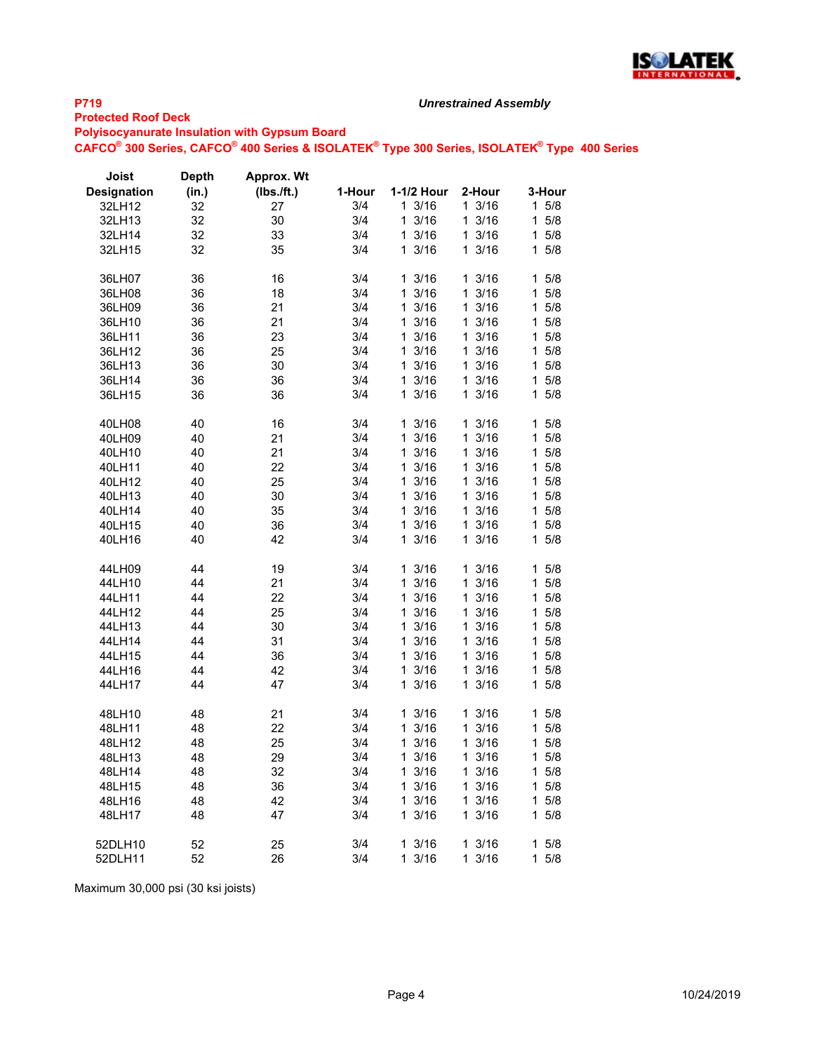**P719** *Unrestrained Assembly*

**Protected Roof Deck**

**Polyisocyanurate Insulation with Gypsum Board**

**CAFCO® 300 Series, CAFCO® 400 Series & ISOLATEK® Type 300 Series, ISOLATEK® Type 400 Series**

| Joist Designation | Depth (in.) | Approx. Wt (lbs./ft.) | 1-Hour | 1-1/2 Hour | 2-Hour | 3-Hour |
|---|---|---|---|---|---|---|
| 32LH12 | 32 | 27 | 3/4 | 1 3/16 | 1 3/16 | 1 5/8 |
| 32LH13 | 32 | 30 | 3/4 | 1 3/16 | 1 3/16 | 1 5/8 |
| 32LH14 | 32 | 33 | 3/4 | 1 3/16 | 1 3/16 | 1 5/8 |
| 32LH15 | 32 | 35 | 3/4 | 1 3/16 | 1 3/16 | 1 5/8 |
| | | | | | | |
| 36LH07 | 36 | 16 | 3/4 | 1 3/16 | 1 3/16 | 1 5/8 |
| 36LH08 | 36 | 18 | 3/4 | 1 3/16 | 1 3/16 | 1 5/8 |
| 36LH09 | 36 | 21 | 3/4 | 1 3/16 | 1 3/16 | 1 5/8 |
| 36LH10 | 36 | 21 | 3/4 | 1 3/16 | 1 3/16 | 1 5/8 |
| 36LH11 | 36 | 23 | 3/4 | 1 3/16 | 1 3/16 | 1 5/8 |
| 36LH12 | 36 | 25 | 3/4 | 1 3/16 | 1 3/16 | 1 5/8 |
| 36LH13 | 36 | 30 | 3/4 | 1 3/16 | 1 3/16 | 1 5/8 |
| 36LH14 | 36 | 36 | 3/4 | 1 3/16 | 1 3/16 | 1 5/8 |
| 36LH15 | 36 | 36 | 3/4 | 1 3/16 | 1 3/16 | 1 5/8 |
| | | | | | | |
| 40LH08 | 40 | 16 | 3/4 | 1 3/16 | 1 3/16 | 1 5/8 |
| 40LH09 | 40 | 21 | 3/4 | 1 3/16 | 1 3/16 | 1 5/8 |
| 40LH10 | 40 | 21 | 3/4 | 1 3/16 | 1 3/16 | 1 5/8 |
| 40LH11 | 40 | 22 | 3/4 | 1 3/16 | 1 3/16 | 1 5/8 |
| 40LH12 | 40 | 25 | 3/4 | 1 3/16 | 1 3/16 | 1 5/8 |
| 40LH13 | 40 | 30 | 3/4 | 1 3/16 | 1 3/16 | 1 5/8 |
| 40LH14 | 40 | 35 | 3/4 | 1 3/16 | 1 3/16 | 1 5/8 |
| 40LH15 | 40 | 36 | 3/4 | 1 3/16 | 1 3/16 | 1 5/8 |
| 40LH16 | 40 | 42 | 3/4 | 1 3/16 | 1 3/16 | 1 5/8 |
| | | | | | | |
| 44LH09 | 44 | 19 | 3/4 | 1 3/16 | 1 3/16 | 1 5/8 |
| 44LH10 | 44 | 21 | 3/4 | 1 3/16 | 1 3/16 | 1 5/8 |
| 44LH11 | 44 | 22 | 3/4 | 1 3/16 | 1 3/16 | 1 5/8 |
| 44LH12 | 44 | 25 | 3/4 | 1 3/16 | 1 3/16 | 1 5/8 |
| 44LH13 | 44 | 30 | 3/4 | 1 3/16 | 1 3/16 | 1 5/8 |
| 44LH14 | 44 | 31 | 3/4 | 1 3/16 | 1 3/16 | 1 5/8 |
| 44LH15 | 44 | 36 | 3/4 | 1 3/16 | 1 3/16 | 1 5/8 |
| 44LH16 | 44 | 42 | 3/4 | 1 3/16 | 1 3/16 | 1 5/8 |
| 44LH17 | 44 | 47 | 3/4 | 1 3/16 | 1 3/16 | 1 5/8 |
| | | | | | | |
| 48LH10 | 48 | 21 | 3/4 | 1 3/16 | 1 3/16 | 1 5/8 |
| 48LH11 | 48 | 22 | 3/4 | 1 3/16 | 1 3/16 | 1 5/8 |
| 48LH12 | 48 | 25 | 3/4 | 1 3/16 | 1 3/16 | 1 5/8 |
| 48LH13 | 48 | 29 | 3/4 | 1 3/16 | 1 3/16 | 1 5/8 |
| 48LH14 | 48 | 32 | 3/4 | 1 3/16 | 1 3/16 | 1 5/8 |
| 48LH15 | 48 | 36 | 3/4 | 1 3/16 | 1 3/16 | 1 5/8 |
| 48LH16 | 48 | 42 | 3/4 | 1 3/16 | 1 3/16 | 1 5/8 |
| 48LH17 | 48 | 47 | 3/4 | 1 3/16 | 1 3/16 | 1 5/8 |
| | | | | | | |
| 52DLH10 | 52 | 25 | 3/4 | 1 3/16 | 1 3/16 | 1 5/8 |
| 52DLH11 | 52 | 26 | 3/4 | 1 3/16 | 1 3/16 | 1 5/8 |

Maximum 30,000 psi (30 ksi joists)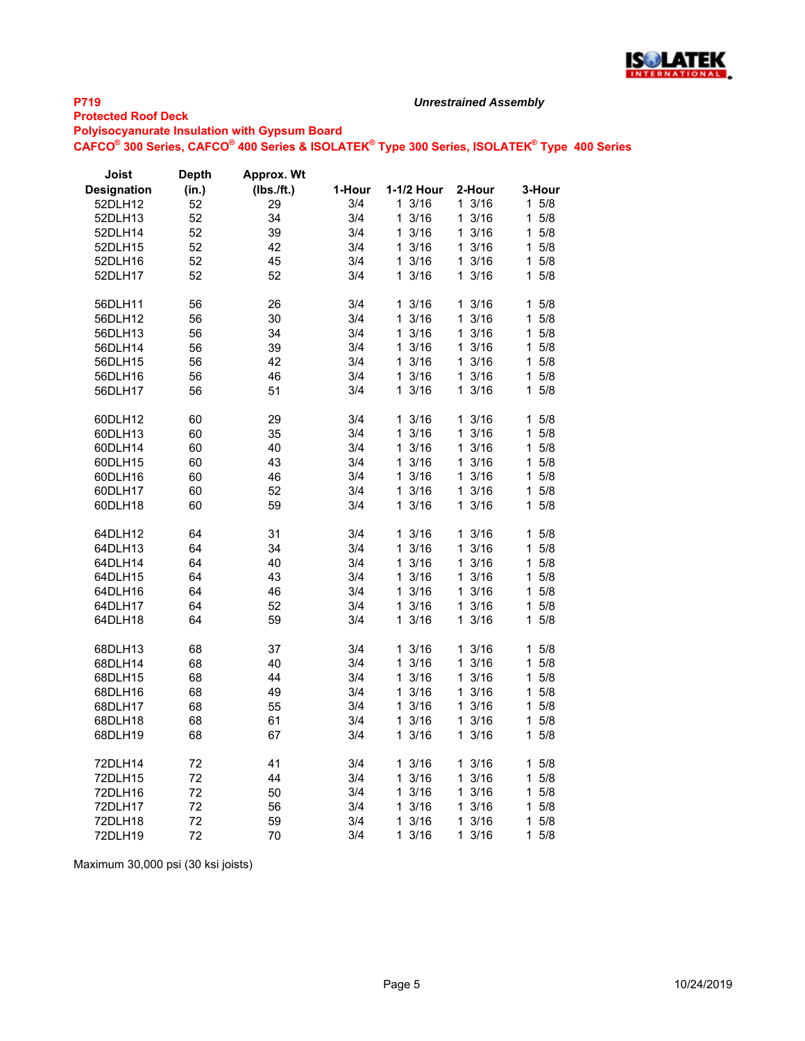**P719**

***Unrestrained Assembly***

**Protected Roof Deck**

**Polyisocyanurate Insulation with Gypsum Board**

**CAFCO® 300 Series, CAFCO® 400 Series & ISOLATEK® Type 300 Series, ISOLATEK® Type 400 Series**

| Joist Designation | Depth (in.) | Approx. Wt (lbs./ft.) | 1-Hour | 1-1/2 Hour | 2-Hour | 3-Hour |
|---|---|---|---|---|---|---|
| 52DLH12 | 52 | 29 | 3/4 | 1 3/16 | 1 3/16 | 1 5/8 |
| 52DLH13 | 52 | 34 | 3/4 | 1 3/16 | 1 3/16 | 1 5/8 |
| 52DLH14 | 52 | 39 | 3/4 | 1 3/16 | 1 3/16 | 1 5/8 |
| 52DLH15 | 52 | 42 | 3/4 | 1 3/16 | 1 3/16 | 1 5/8 |
| 52DLH16 | 52 | 45 | 3/4 | 1 3/16 | 1 3/16 | 1 5/8 |
| 52DLH17 | 52 | 52 | 3/4 | 1 3/16 | 1 3/16 | 1 5/8 |
| | | | | | | |
| 56DLH11 | 56 | 26 | 3/4 | 1 3/16 | 1 3/16 | 1 5/8 |
| 56DLH12 | 56 | 30 | 3/4 | 1 3/16 | 1 3/16 | 1 5/8 |
| 56DLH13 | 56 | 34 | 3/4 | 1 3/16 | 1 3/16 | 1 5/8 |
| 56DLH14 | 56 | 39 | 3/4 | 1 3/16 | 1 3/16 | 1 5/8 |
| 56DLH15 | 56 | 42 | 3/4 | 1 3/16 | 1 3/16 | 1 5/8 |
| 56DLH16 | 56 | 46 | 3/4 | 1 3/16 | 1 3/16 | 1 5/8 |
| 56DLH17 | 56 | 51 | 3/4 | 1 3/16 | 1 3/16 | 1 5/8 |
| | | | | | | |
| 60DLH12 | 60 | 29 | 3/4 | 1 3/16 | 1 3/16 | 1 5/8 |
| 60DLH13 | 60 | 35 | 3/4 | 1 3/16 | 1 3/16 | 1 5/8 |
| 60DLH14 | 60 | 40 | 3/4 | 1 3/16 | 1 3/16 | 1 5/8 |
| 60DLH15 | 60 | 43 | 3/4 | 1 3/16 | 1 3/16 | 1 5/8 |
| 60DLH16 | 60 | 46 | 3/4 | 1 3/16 | 1 3/16 | 1 5/8 |
| 60DLH17 | 60 | 52 | 3/4 | 1 3/16 | 1 3/16 | 1 5/8 |
| 60DLH18 | 60 | 59 | 3/4 | 1 3/16 | 1 3/16 | 1 5/8 |
| | | | | | | |
| 64DLH12 | 64 | 31 | 3/4 | 1 3/16 | 1 3/16 | 1 5/8 |
| 64DLH13 | 64 | 34 | 3/4 | 1 3/16 | 1 3/16 | 1 5/8 |
| 64DLH14 | 64 | 40 | 3/4 | 1 3/16 | 1 3/16 | 1 5/8 |
| 64DLH15 | 64 | 43 | 3/4 | 1 3/16 | 1 3/16 | 1 5/8 |
| 64DLH16 | 64 | 46 | 3/4 | 1 3/16 | 1 3/16 | 1 5/8 |
| 64DLH17 | 64 | 52 | 3/4 | 1 3/16 | 1 3/16 | 1 5/8 |
| 64DLH18 | 64 | 59 | 3/4 | 1 3/16 | 1 3/16 | 1 5/8 |
| | | | | | | |
| 68DLH13 | 68 | 37 | 3/4 | 1 3/16 | 1 3/16 | 1 5/8 |
| 68DLH14 | 68 | 40 | 3/4 | 1 3/16 | 1 3/16 | 1 5/8 |
| 68DLH15 | 68 | 44 | 3/4 | 1 3/16 | 1 3/16 | 1 5/8 |
| 68DLH16 | 68 | 49 | 3/4 | 1 3/16 | 1 3/16 | 1 5/8 |
| 68DLH17 | 68 | 55 | 3/4 | 1 3/16 | 1 3/16 | 1 5/8 |
| 68DLH18 | 68 | 61 | 3/4 | 1 3/16 | 1 3/16 | 1 5/8 |
| 68DLH19 | 68 | 67 | 3/4 | 1 3/16 | 1 3/16 | 1 5/8 |
| | | | | | | |
| 72DLH14 | 72 | 41 | 3/4 | 1 3/16 | 1 3/16 | 1 5/8 |
| 72DLH15 | 72 | 44 | 3/4 | 1 3/16 | 1 3/16 | 1 5/8 |
| 72DLH16 | 72 | 50 | 3/4 | 1 3/16 | 1 3/16 | 1 5/8 |
| 72DLH17 | 72 | 56 | 3/4 | 1 3/16 | 1 3/16 | 1 5/8 |
| 72DLH18 | 72 | 59 | 3/4 | 1 3/16 | 1 3/16 | 1 5/8 |
| 72DLH19 | 72 | 70 | 3/4 | 1 3/16 | 1 3/16 | 1 5/8 |

Maximum 30,000 psi (30 ksi joists)

10/24/2019